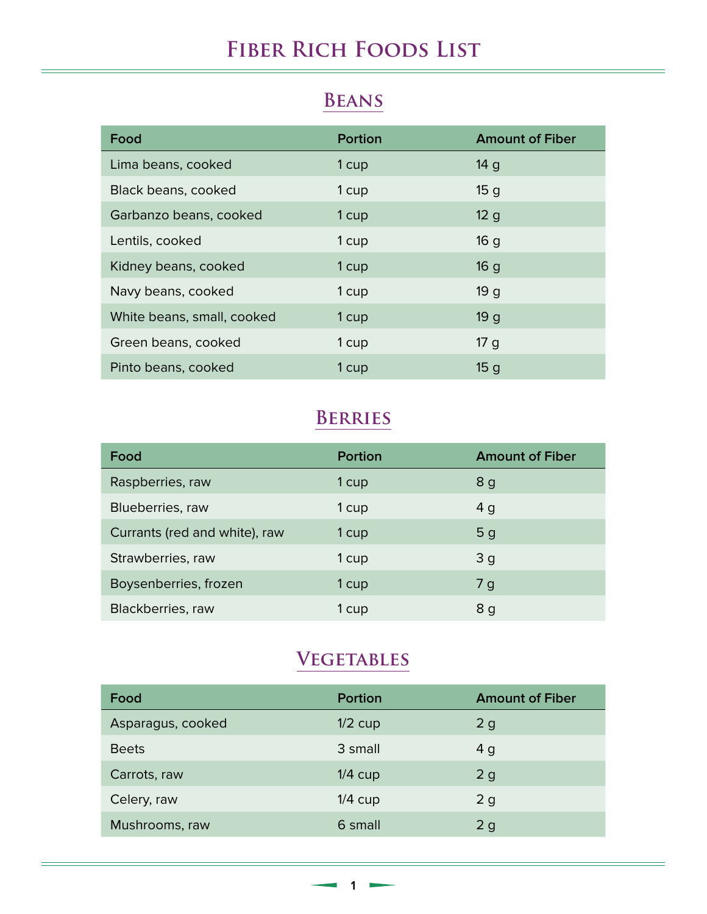# Fiber Rich Foods List

## Beans

| Food | Portion | Amount of Fiber |
|---|---|---|
| Lima beans, cooked | 1 cup | 14 g |
| Black beans, cooked | 1 cup | 15 g |
| Garbanzo beans, cooked | 1 cup | 12 g |
| Lentils, cooked | 1 cup | 16 g |
| Kidney beans, cooked | 1 cup | 16 g |
| Navy beans, cooked | 1 cup | 19 g |
| White beans, small, cooked | 1 cup | 19 g |
| Green beans, cooked | 1 cup | 17 g |
| Pinto beans, cooked | 1 cup | 15 g |

## Berries

| Food | Portion | Amount of Fiber |
|---|---|---|
| Raspberries, raw | 1 cup | 8 g |
| Blueberries, raw | 1 cup | 4 g |
| Currants (red and white), raw | 1 cup | 5 g |
| Strawberries, raw | 1 cup | 3 g |
| Boysenberries, frozen | 1 cup | 7 g |
| Blackberries, raw | 1 cup | 8 g |

## Vegetables

| Food | Portion | Amount of Fiber |
|---|---|---|
| Asparagus, cooked | 1/2 cup | 2 g |
| Beets | 3 small | 4 g |
| Carrots, raw | 1/4 cup | 2 g |
| Celery, raw | 1/4 cup | 2 g |
| Mushrooms, raw | 6 small | 2 g |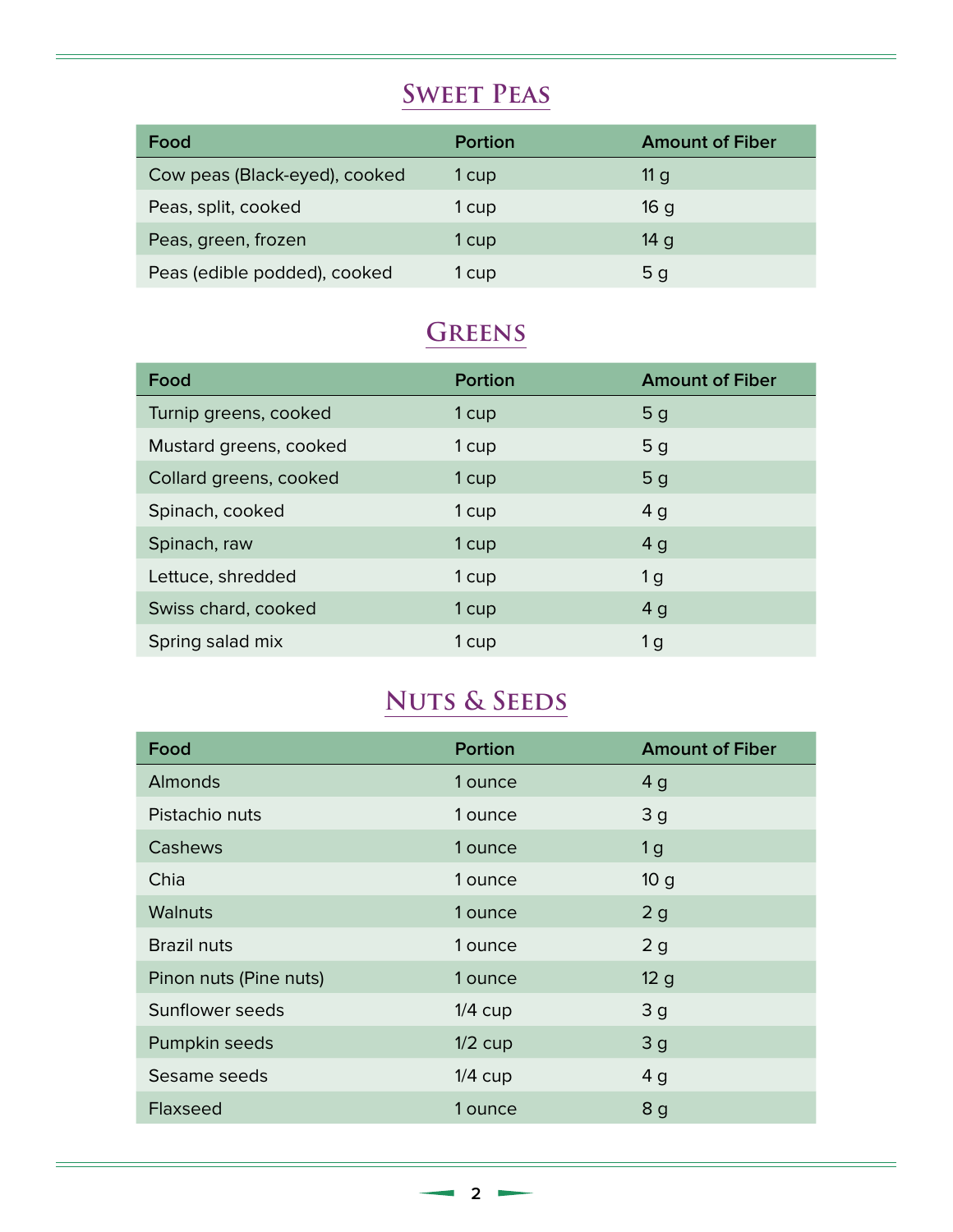## Sweet Peas

| Food | Portion | Amount of Fiber |
| --- | --- | --- |
| Cow peas (Black-eyed), cooked | 1 cup | 11 g |
| Peas, split, cooked | 1 cup | 16 g |
| Peas, green, frozen | 1 cup | 14 g |
| Peas (edible podded), cooked | 1 cup | 5 g |

## Greens

| Food | Portion | Amount of Fiber |
| --- | --- | --- |
| Turnip greens, cooked | 1 cup | 5 g |
| Mustard greens, cooked | 1 cup | 5 g |
| Collard greens, cooked | 1 cup | 5 g |
| Spinach, cooked | 1 cup | 4 g |
| Spinach, raw | 1 cup | 4 g |
| Lettuce, shredded | 1 cup | 1 g |
| Swiss chard, cooked | 1 cup | 4 g |
| Spring salad mix | 1 cup | 1 g |

## Nuts & Seeds

| Food | Portion | Amount of Fiber |
| --- | --- | --- |
| Almonds | 1 ounce | 4 g |
| Pistachio nuts | 1 ounce | 3 g |
| Cashews | 1 ounce | 1 g |
| Chia | 1 ounce | 10 g |
| Walnuts | 1 ounce | 2 g |
| Brazil nuts | 1 ounce | 2 g |
| Pinon nuts (Pine nuts) | 1 ounce | 12 g |
| Sunflower seeds | 1/4 cup | 3 g |
| Pumpkin seeds | 1/2 cup | 3 g |
| Sesame seeds | 1/4 cup | 4 g |
| Flaxseed | 1 ounce | 8 g |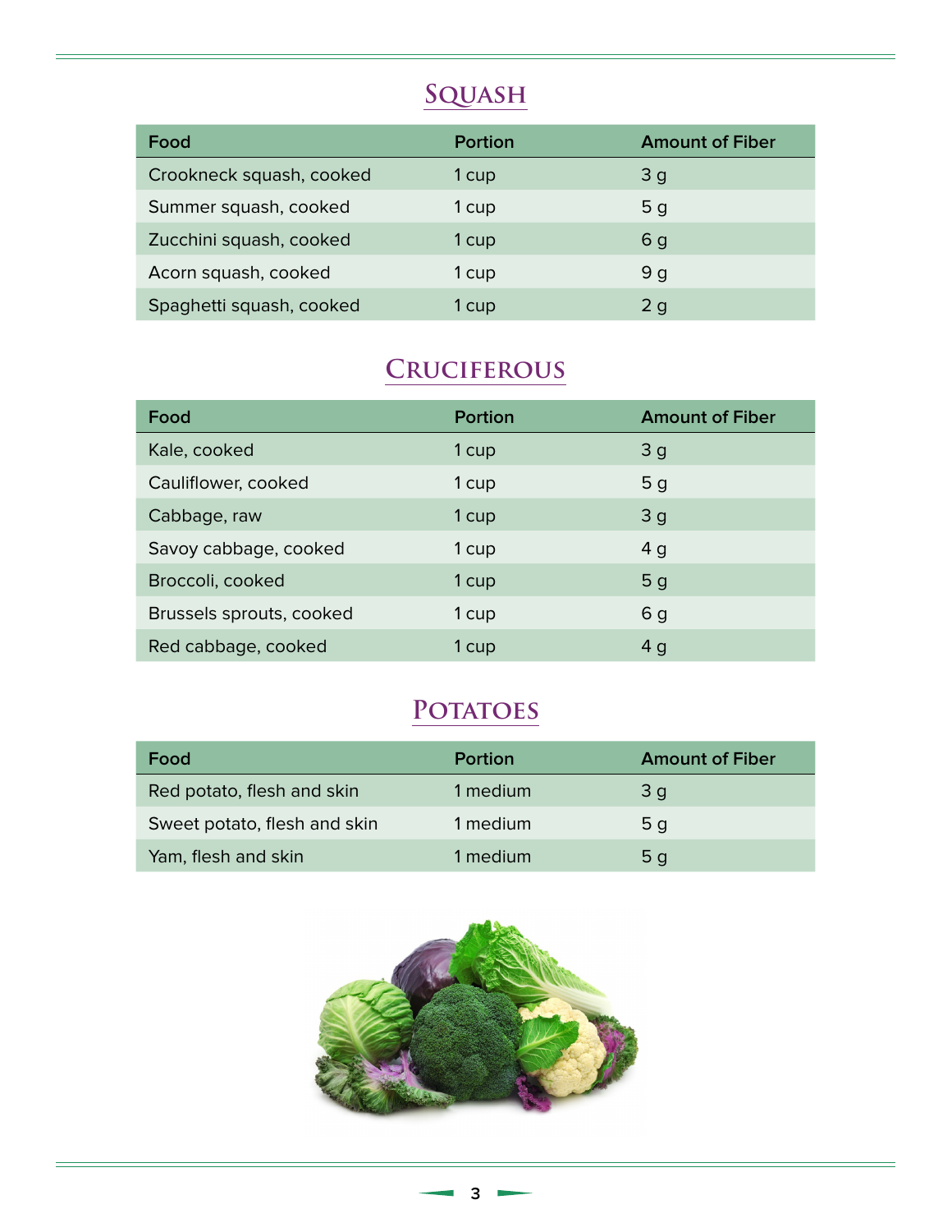## Squash

| Food | Portion | Amount of Fiber |
|---|---|---|
| Crookneck squash, cooked | 1 cup | 3 g |
| Summer squash, cooked | 1 cup | 5 g |
| Zucchini squash, cooked | 1 cup | 6 g |
| Acorn squash, cooked | 1 cup | 9 g |
| Spaghetti squash, cooked | 1 cup | 2 g |

## Cruciferous

| Food | Portion | Amount of Fiber |
|---|---|---|
| Kale, cooked | 1 cup | 3 g |
| Cauliflower, cooked | 1 cup | 5 g |
| Cabbage, raw | 1 cup | 3 g |
| Savoy cabbage, cooked | 1 cup | 4 g |
| Broccoli, cooked | 1 cup | 5 g |
| Brussels sprouts, cooked | 1 cup | 6 g |
| Red cabbage, cooked | 1 cup | 4 g |

## Potatoes

| Food | Portion | Amount of Fiber |
|---|---|---|
| Red potato, flesh and skin | 1 medium | 3 g |
| Sweet potato, flesh and skin | 1 medium | 5 g |
| Yam, flesh and skin | 1 medium | 5 g |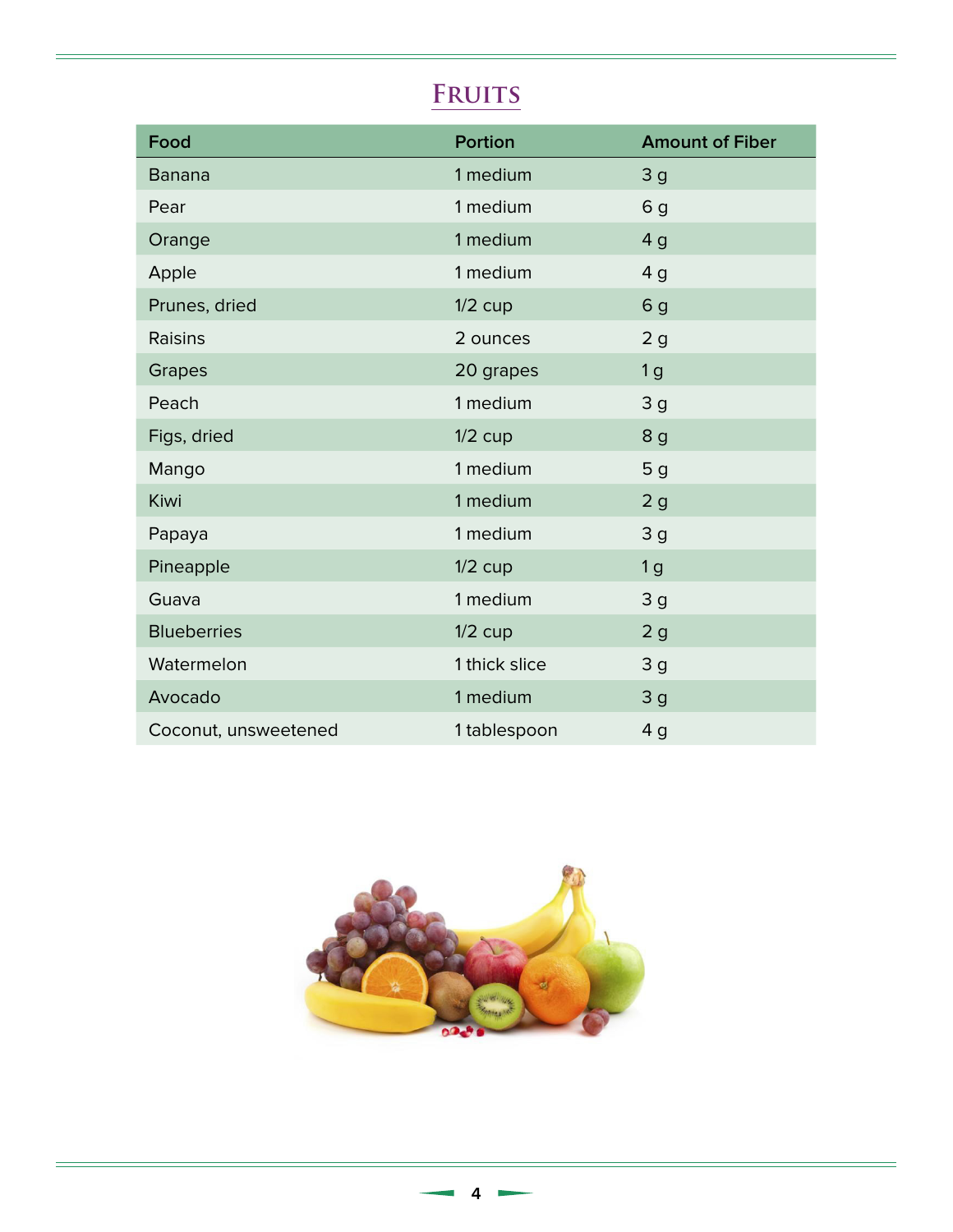## Fruits

| Food | Portion | Amount of Fiber |
|---|---|---|
| Banana | 1 medium | 3 g |
| Pear | 1 medium | 6 g |
| Orange | 1 medium | 4 g |
| Apple | 1 medium | 4 g |
| Prunes, dried | 1/2 cup | 6 g |
| Raisins | 2 ounces | 2 g |
| Grapes | 20 grapes | 1 g |
| Peach | 1 medium | 3 g |
| Figs, dried | 1/2 cup | 8 g |
| Mango | 1 medium | 5 g |
| Kiwi | 1 medium | 2 g |
| Papaya | 1 medium | 3 g |
| Pineapple | 1/2 cup | 1 g |
| Guava | 1 medium | 3 g |
| Blueberries | 1/2 cup | 2 g |
| Watermelon | 1 thick slice | 3 g |
| Avocado | 1 medium | 3 g |
| Coconut, unsweetened | 1 tablespoon | 4 g |